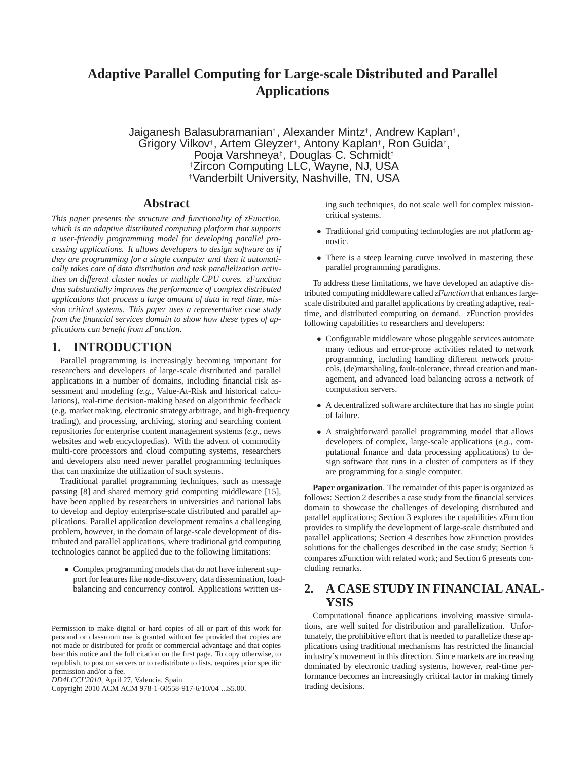# Adaptive Parallel Computing for Large-scale Distributed and Parallel Applications

Jaiganesh Balasubramanian[†], Alexander Mintz[†], Andrew Kaplan[†], Grigory Vilkov[†], Artem Gleyzer[†], Antony Kaplan[†], Ron Guida[†], Pooja Varshneya[‡], Douglas C. Schmidt[‡]

[†]Zircon Computing LLC, Wayne, NJ, USA

[‡]Vanderbilt University, Nashville, TN, USA

## Abstract

*This paper presents the structure and functionality of zFunction, which is an adaptive distributed computing platform that supports a user-friendly programming model for developing parallel processing applications. It allows developers to design software as if they are programming for a single computer and then it automatically takes care of data distribution and task parallelization activities on different cluster nodes or multiple CPU cores. zFunction thus substantially improves the performance of complex distributed applications that process a large amount of data in real time, mission critical systems. This paper uses a representative case study from the financial services domain to show how these types of applications can benefit from zFunction.*

## 1. INTRODUCTION

Parallel programming is increasingly becoming important for researchers and developers of large-scale distributed and parallel applications in a number of domains, including financial risk assessment and modeling (*e.g.*, Value-At-Risk and historical calculations), real-time decision-making based on algorithmic feedback (e.g. market making, electronic strategy arbitrage, and high-frequency trading), and processing, archiving, storing and searching content repositories for enterprise content management systems (*e.g.*, news websites and web encyclopedias). With the advent of commodity multi-core processors and cloud computing systems, researchers and developers also need newer parallel programming techniques that can maximize the utilization of such systems.

Traditional parallel programming techniques, such as message passing [8] and shared memory grid computing middleware [15], have been applied by researchers in universities and national labs to develop and deploy enterprise-scale distributed and parallel applications. Parallel application development remains a challenging problem, however, in the domain of large-scale development of distributed and parallel applications, where traditional grid computing technologies cannot be applied due to the following limitations:

- Complex programming models that do not have inherent support for features like node-discovery, data dissemination, load-balancing and concurrency control. Applications written using such techniques, do not scale well for complex mission-critical systems.
- Traditional grid computing technologies are not platform agnostic.
- There is a steep learning curve involved in mastering these parallel programming paradigms.

To address these limitations, we have developed an adaptive distributed computing middleware called *zFunction* that enhances large-scale distributed and parallel applications by creating adaptive, real-time, and distributed computing on demand. zFunction provides following capabilities to researchers and developers:

- Configurable middleware whose pluggable services automate many tedious and error-prone activities related to network programming, including handling different network protocols, (de)marshaling, fault-tolerance, thread creation and management, and advanced load balancing across a network of computation servers.
- A decentralized software architecture that has no single point of failure.
- A straightforward parallel programming model that allows developers of complex, large-scale applications (*e.g.*, computational finance and data processing applications) to design software that runs in a cluster of computers as if they are programming for a single computer.

**Paper organization**. The remainder of this paper is organized as follows: Section 2 describes a case study from the financial services domain to showcase the challenges of developing distributed and parallel applications; Section 3 explores the capabilities zFunction provides to simplify the development of large-scale distributed and parallel applications; Section 4 describes how zFunction provides solutions for the challenges described in the case study; Section 5 compares zFunction with related work; and Section 6 presents concluding remarks.

## 2. A CASE STUDY IN FINANCIAL ANALYSIS

Computational finance applications involving massive simulations, are well suited for distribution and parallelization. Unfortunately, the prohibitive effort that is needed to parallelize these applications using traditional mechanisms has restricted the financial industry's movement in this direction. Since markets are increasing dominated by electronic trading systems, however, real-time performance becomes an increasingly critical factor in making timely trading decisions.

Permission to make digital or hard copies of all or part of this work for personal or classroom use is granted without fee provided that copies are not made or distributed for profit or commercial advantage and that copies bear this notice and the full citation on the first page. To copy otherwise, to republish, to post on servers or to redistribute to lists, requires prior specific permission and/or a fee.

*DD4LCCI'2010*, April 27, Valencia, Spain

Copyright 2010 ACM ACM 978-1-60558-917-6/10/04 ...$5.00.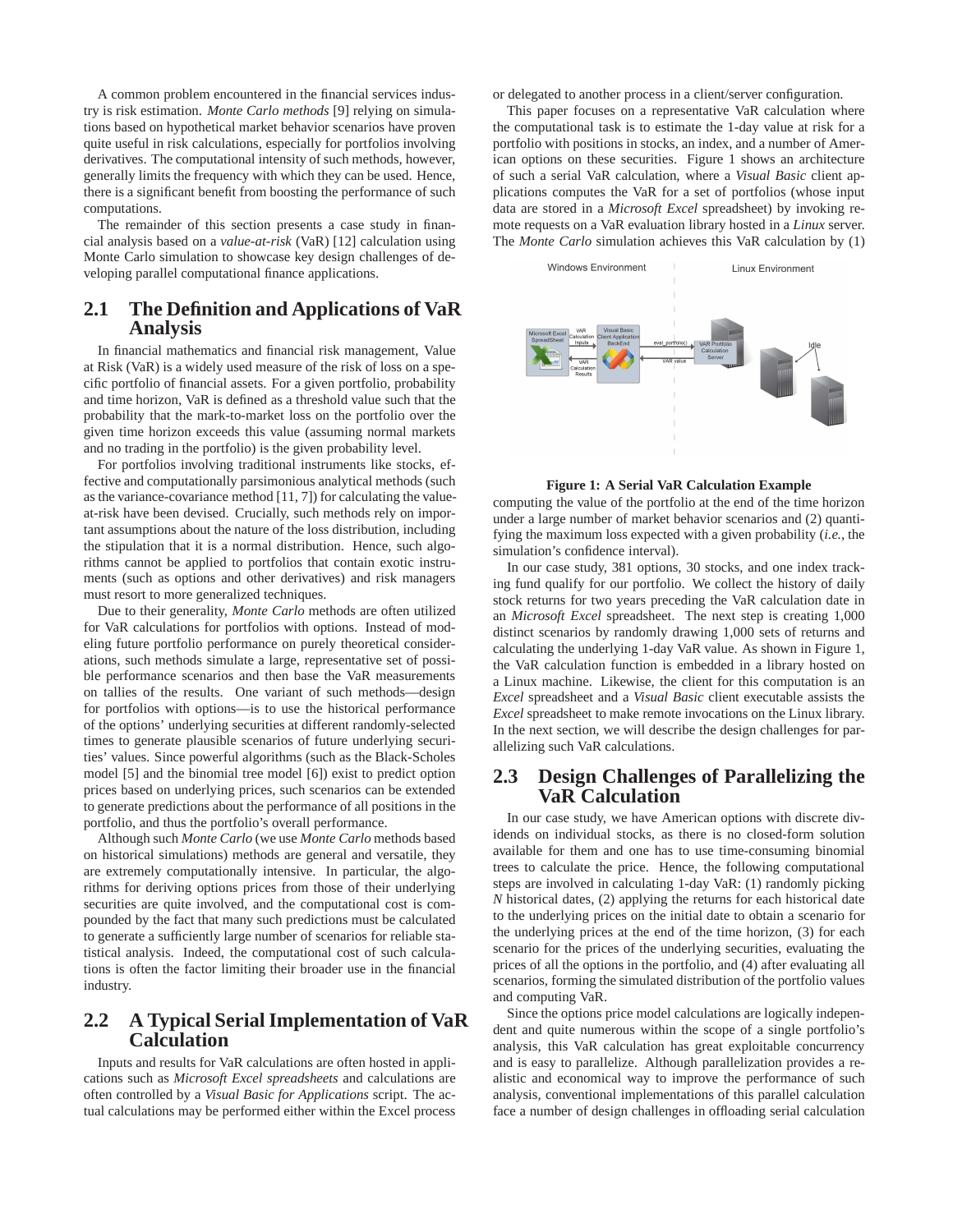A common problem encountered in the financial services industry is risk estimation. *Monte Carlo methods* [9] relying on simulations based on hypothetical market behavior scenarios have proven quite useful in risk calculations, especially for portfolios involving derivatives. The computational intensity of such methods, however, generally limits the frequency with which they can be used. Hence, there is a significant benefit from boosting the performance of such computations.

The remainder of this section presents a case study in financial analysis based on a *value-at-risk* (VaR) [12] calculation using Monte Carlo simulation to showcase key design challenges of developing parallel computational finance applications.

## 2.1 The Definition and Applications of VaR Analysis

In financial mathematics and financial risk management, Value at Risk (VaR) is a widely used measure of the risk of loss on a specific portfolio of financial assets. For a given portfolio, probability and time horizon, VaR is defined as a threshold value such that the probability that the mark-to-market loss on the portfolio over the given time horizon exceeds this value (assuming normal markets and no trading in the portfolio) is the given probability level.

For portfolios involving traditional instruments like stocks, effective and computationally parsimonious analytical methods (such as the variance-covariance method [11, 7]) for calculating the value-at-risk have been devised. Crucially, such methods rely on important assumptions about the nature of the loss distribution, including the stipulation that it is a normal distribution. Hence, such algorithms cannot be applied to portfolios that contain exotic instruments (such as options and other derivatives) and risk managers must resort to more generalized techniques.

Due to their generality, *Monte Carlo* methods are often utilized for VaR calculations for portfolios with options. Instead of modeling future portfolio performance on purely theoretical considerations, such methods simulate a large, representative set of possible performance scenarios and then base the VaR measurements on tallies of the results. One variant of such methods—design for portfolios with options—is to use the historical performance of the options' underlying securities at different randomly-selected times to generate plausible scenarios of future underlying securities' values. Since powerful algorithms (such as the Black-Scholes model [5] and the binomial tree model [6]) exist to predict option prices based on underlying prices, such scenarios can be extended to generate predictions about the performance of all positions in the portfolio, and thus the portfolio's overall performance.

Although such *Monte Carlo* (we use *Monte Carlo* methods based on historical simulations) methods are general and versatile, they are extremely computationally intensive. In particular, the algorithms for deriving options prices from those of their underlying securities are quite involved, and the computational cost is compounded by the fact that many such predictions must be calculated to generate a sufficiently large number of scenarios for reliable statistical analysis. Indeed, the computational cost of such calculations is often the factor limiting their broader use in the financial industry.

## 2.2 A Typical Serial Implementation of VaR Calculation

Inputs and results for VaR calculations are often hosted in applications such as *Microsoft Excel spreadsheets* and calculations are often controlled by a *Visual Basic for Applications* script. The actual calculations may be performed either within the Excel process or delegated to another process in a client/server configuration.

This paper focuses on a representative VaR calculation where the computational task is to estimate the 1-day value at risk for a portfolio with positions in stocks, an index, and a number of American options on these securities. Figure 1 shows an architecture of such a serial VaR calculation, where a *Visual Basic* client applications computes the VaR for a set of portfolios (whose input data are stored in a *Microsoft Excel* spreadsheet) by invoking remote requests on a VaR evaluation library hosted in a *Linux* server. The *Monte Carlo* simulation achieves this VaR calculation by (1) computing the value of the portfolio at the end of the time horizon under a large number of market behavior scenarios and (2) quantifying the maximum loss expected with a given probability (*i.e.*, the simulation's confidence interval).

Windows Environment
Linux Environment
Microsoft Excel SpreadSheet
VaR Calculation Inputs
VaR Calculation Results
Visual Basic Client Application BackEnd
eval_portfolio()
VaR value
VaR Portfolio Calculation Server
Idle

**Figure 1: A Serial VaR Calculation Example**

In our case study, 381 options, 30 stocks, and one index tracking fund qualify for our portfolio. We collect the history of daily stock returns for two years preceding the VaR calculation date in an *Microsoft Excel* spreadsheet. The next step is creating 1,000 distinct scenarios by randomly drawing 1,000 sets of returns and calculating the underlying 1-day VaR value. As shown in Figure 1, the VaR calculation function is embedded in a library hosted on a Linux machine. Likewise, the client for this computation is an *Excel* spreadsheet and a *Visual Basic* client executable assists the *Excel* spreadsheet to make remote invocations on the Linux library. In the next section, we will describe the design challenges for parallelizing such VaR calculations.

## 2.3 Design Challenges of Parallelizing the VaR Calculation

In our case study, we have American options with discrete dividends on individual stocks, as there is no closed-form solution available for them and one has to use time-consuming binomial trees to calculate the price. Hence, the following computational steps are involved in calculating 1-day VaR: (1) randomly picking $N$ historical dates, (2) applying the returns for each historical date to the underlying prices on the initial date to obtain a scenario for the underlying prices at the end of the time horizon, (3) for each scenario for the prices of the underlying securities, evaluating the prices of all the options in the portfolio, and (4) after evaluating all scenarios, forming the simulated distribution of the portfolio values and computing VaR.

Since the options price model calculations are logically independent and quite numerous within the scope of a single portfolio's analysis, this VaR calculation has great exploitable concurrency and is easy to parallelize. Although parallelization provides a realistic and economical way to improve the performance of such analysis, conventional implementations of this parallel calculation face a number of design challenges in offloading serial calculation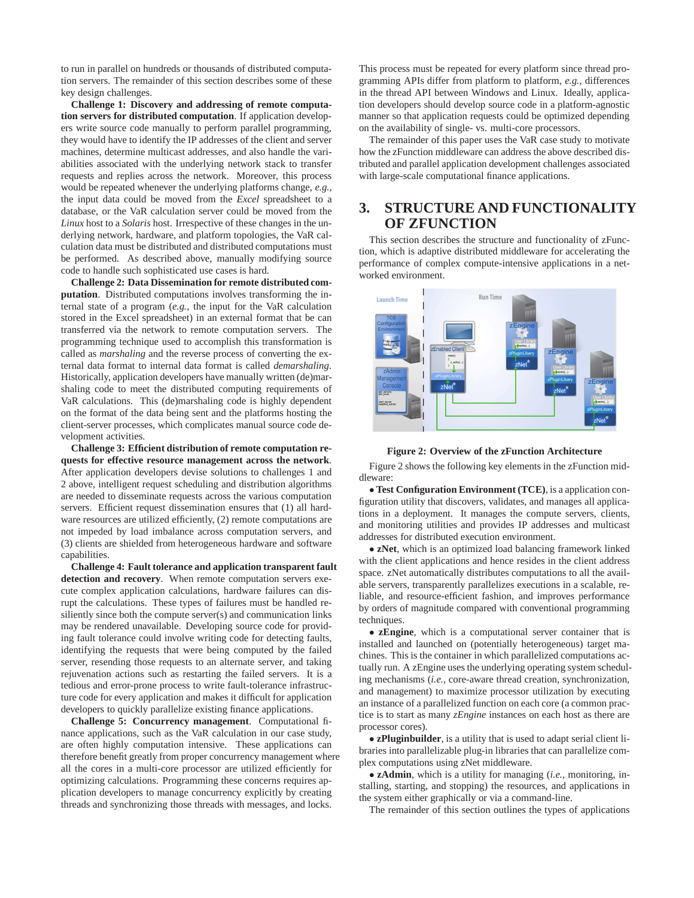to run in parallel on hundreds or thousands of distributed computation servers. The remainder of this section describes some of these key design challenges.

**Challenge 1: Discovery and addressing of remote computation servers for distributed computation**. If application developers write source code manually to perform parallel programming, they would have to identify the IP addresses of the client and server machines, determine multicast addresses, and also handle the variabilities associated with the underlying network stack to transfer requests and replies across the network. Moreover, this process would be repeated whenever the underlying platforms change, *e.g.*, the input data could be moved from the *Excel* spreadsheet to a database, or the VaR calculation server could be moved from the *Linux* host to a *Solaris* host. Irrespective of these changes in the underlying network, hardware, and platform topologies, the VaR calculation data must be distributed and distributed computations must be performed. As described above, manually modifying source code to handle such sophisticated use cases is hard.

**Challenge 2: Data Dissemination for remote distributed computation**. Distributed computations involves transforming the internal state of a program (*e.g.*, the input for the VaR calculation stored in the Excel spreadsheet) in an external format that be can transferred via the network to remote computation servers. The programming technique used to accomplish this transformation is called as *marshaling* and the reverse process of converting the external data format to internal data format is called *demarshaling*. Historically, application developers have manually written (de)marshaling code to meet the distributed computing requirements of VaR calculations. This (de)marshaling code is highly dependent on the format of the data being sent and the platforms hosting the client-server processes, which complicates manual source code development activities.

**Challenge 3: Efficient distribution of remote computation requests for effective resource management across the network**. After application developers devise solutions to challenges 1 and 2 above, intelligent request scheduling and distribution algorithms are needed to disseminate requests across the various computation servers. Efficient request dissemination ensures that (1) all hardware resources are utilized efficiently, (2) remote computations are not impeded by load imbalance across computation servers, and (3) clients are shielded from heterogeneous hardware and software capabilities.

**Challenge 4: Fault tolerance and application transparent fault detection and recovery**. When remote computation servers execute complex application calculations, hardware failures can disrupt the calculations. These types of failures must be handled resiliently since both the compute server(s) and communication links may be rendered unavailable. Developing source code for providing fault tolerance could involve writing code for detecting faults, identifying the requests that were being computed by the failed server, resending those requests to an alternate server, and taking rejuvenation actions such as restarting the failed servers. It is a tedious and error-prone process to write fault-tolerance infrastructure code for every application and makes it difficult for application developers to quickly parallelize existing finance applications.

**Challenge 5: Concurrency management**. Computational finance applications, such as the VaR calculation in our case study, are often highly computation intensive. These applications can therefore benefit greatly from proper concurrency management where all the cores in a multi-core processor are utilized efficiently for optimizing calculations. Programming these concerns requires application developers to manage concurrency explicitly by creating threads and synchronizing those threads with messages, and locks. This process must be repeated for every platform since thread programming APIs differ from platform to platform, *e.g.*, differences in the thread API between Windows and Linux. Ideally, application developers should develop source code in a platform-agnostic manner so that application requests could be optimized depending on the availability of single- vs. multi-core processors.

The remainder of this paper uses the VaR case study to motivate how the zFunction middleware can address the above described distributed and parallel application development challenges associated with large-scale computational finance applications.

# 3. STRUCTURE AND FUNCTIONALITY OF ZFUNCTION

This section describes the structure and functionality of zFunction, which is adaptive distributed middleware for accelerating the performance of complex compute-intensive applications in a networked environment.

Launch Time
Run Time
TCE Configuration Environment
zAdmin Management Console
zEnabled Client
zPluginLibrary
zNet®
zEngine
User Library
zPluginLibary
zNet®

**Figure 2: Overview of the zFunction Architecture**

Figure 2 shows the following key elements in the zFunction middleware:

- **Test Configuration Environment (TCE)**, is a application configuration utility that discovers, validates, and manages all applications in a deployment. It manages the compute servers, clients, and monitoring utilities and provides IP addresses and multicast addresses for distributed execution environment.
- **zNet**, which is an optimized load balancing framework linked with the client applications and hence resides in the client address space. zNet automatically distributes computations to all the available servers, transparently parallelizes executions in a scalable, reliable, and resource-efficient fashion, and improves performance by orders of magnitude compared with conventional programming techniques.
- **zEngine**, which is a computational server container that is installed and launched on (potentially heterogeneous) target machines. This is the container in which parallelized computations actually run. A zEngine uses the underlying operating system scheduling mechanisms (*i.e.*, core-aware thread creation, synchronization, and management) to maximize processor utilization by executing an instance of a parallelized function on each core (a common practice is to start as many *zEngine* instances on each host as there are processor cores).
- **zPluginbuilder**, is a utility that is used to adapt serial client libraries into parallelizable plug-in libraries that can parallelize complex computations using zNet middleware.
- **zAdmin**, which is a utility for managing (*i.e.*, monitoring, installing, starting, and stopping) the resources, and applications in the system either graphically or via a command-line.

The remainder of this section outlines the types of applications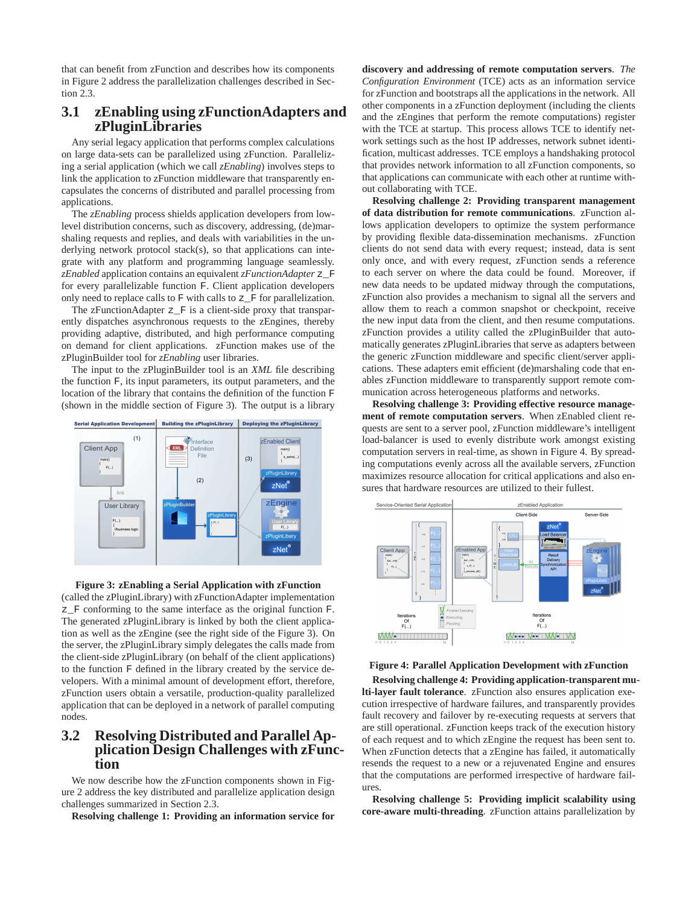that can benefit from zFunction and describes how its components in Figure 2 address the parallelization challenges described in Section 2.3.

## 3.1 zEnabling using zFunctionAdapters and zPluginLibraries

Any serial legacy application that performs complex calculations on large data-sets can be parallelized using zFunction. Parallelizing a serial application (which we call *zEnabling*) involves steps to link the application to zFunction middleware that transparently encapsulates the concerns of distributed and parallel processing from applications.

The *zEnabling* process shields application developers from low-level distribution concerns, such as discovery, addressing, (de)marshaling requests and replies, and deals with variabilities in the underlying network protocol stack(s), so that applications can integrate with any platform and programming language seamlessly. *zEnabled* application contains an equivalent *zFunctionAdapter* z_F for every parallelizable function F. Client application developers only need to replace calls to F with calls to z_F for parallelization.

The zFunctionAdapter z_F is a client-side proxy that transparently dispatches asynchronous requests to the zEngines, thereby providing adaptive, distributed, and high performance computing on demand for client applications. zFunction makes use of the zPluginBuilder tool for *zEnabling* user libraries.

The input to the zPluginBuilder tool is an *XML* file describing the function F, its input parameters, its output parameters, and the location of the library that contains the definition of the function F (shown in the middle section of Figure 3). The output is a library

**Figure 3: zEnabling a Serial Application with zFunction**

(called the zPluginLibrary) with zFunctionAdapter implementation z_F conforming to the same interface as the original function F. The generated zPluginLibrary is linked by both the client application as well as the zEngine (see the right side of the Figure 3). On the server, the zPluginLibrary simply delegates the calls made from the client-side zPluginLibrary (on behalf of the client applications) to the function F defined in the library created by the service developers. With a minimal amount of development effort, therefore, zFunction users obtain a versatile, production-quality parallelized application that can be deployed in a network of parallel computing nodes.

## 3.2 Resolving Distributed and Parallel Application Design Challenges with zFunction

We now describe how the zFunction components shown in Figure 2 address the key distributed and parallelize application design challenges summarized in Section 2.3.

**Resolving challenge 1: Providing an information service for discovery and addressing of remote computation servers**. *The Configuration Environment* (TCE) acts as an information service for zFunction and bootstraps all the applications in the network. All other components in a zFunction deployment (including the clients and the zEngines that perform the remote computations) register with the TCE at startup. This process allows TCE to identify network settings such as the host IP addresses, network subnet identification, multicast addresses. TCE employs a handshaking protocol that provides network information to all zFunction components, so that applications can communicate with each other at runtime without collaborating with TCE.

**Resolving challenge 2: Providing transparent management of data distribution for remote communications**. zFunction allows application developers to optimize the system performance by providing flexible data-dissemination mechanisms. zFunction clients do not send data with every request; instead, data is sent only once, and with every request, zFunction sends a reference to each server on where the data could be found. Moreover, if new data needs to be updated midway through the computations, zFunction also provides a mechanism to signal all the servers and allow them to reach a common snapshot or checkpoint, receive the new input data from the client, and then resume computations. zFunction provides a utility called the zPluginBuilder that automatically generates zPluginLibraries that serve as adapters between the generic zFunction middleware and specific client/server applications. These adapters emit efficient (de)marshaling code that enables zFunction middleware to transparently support remote communication across heterogeneous platforms and networks.

**Resolving challenge 3: Providing effective resource management of remote computation servers**. When zEnabled client requests are sent to a server pool, zFunction middleware's intelligent load-balancer is used to evenly distribute work amongst existing computation servers in real-time, as shown in Figure 4. By spreading computations evenly across all the available servers, zFunction maximizes resource allocation for critical applications and also ensures that hardware resources are utilized to their fullest.

**Figure 4: Parallel Application Development with zFunction**

**Resolving challenge 4: Providing application-transparent multi-layer fault tolerance**. zFunction also ensures application execution irrespective of hardware failures, and transparently provides fault recovery and failover by re-executing requests at servers that are still operational. zFunction keeps track of the execution history of each request and to which zEngine the request has been sent to. When zFunction detects that a zEngine has failed, it automatically resends the request to a new or a rejuvenated Engine and ensures that the computations are performed irrespective of hardware failures.

**Resolving challenge 5: Providing implicit scalability using core-aware multi-threading**. zFunction attains parallelization by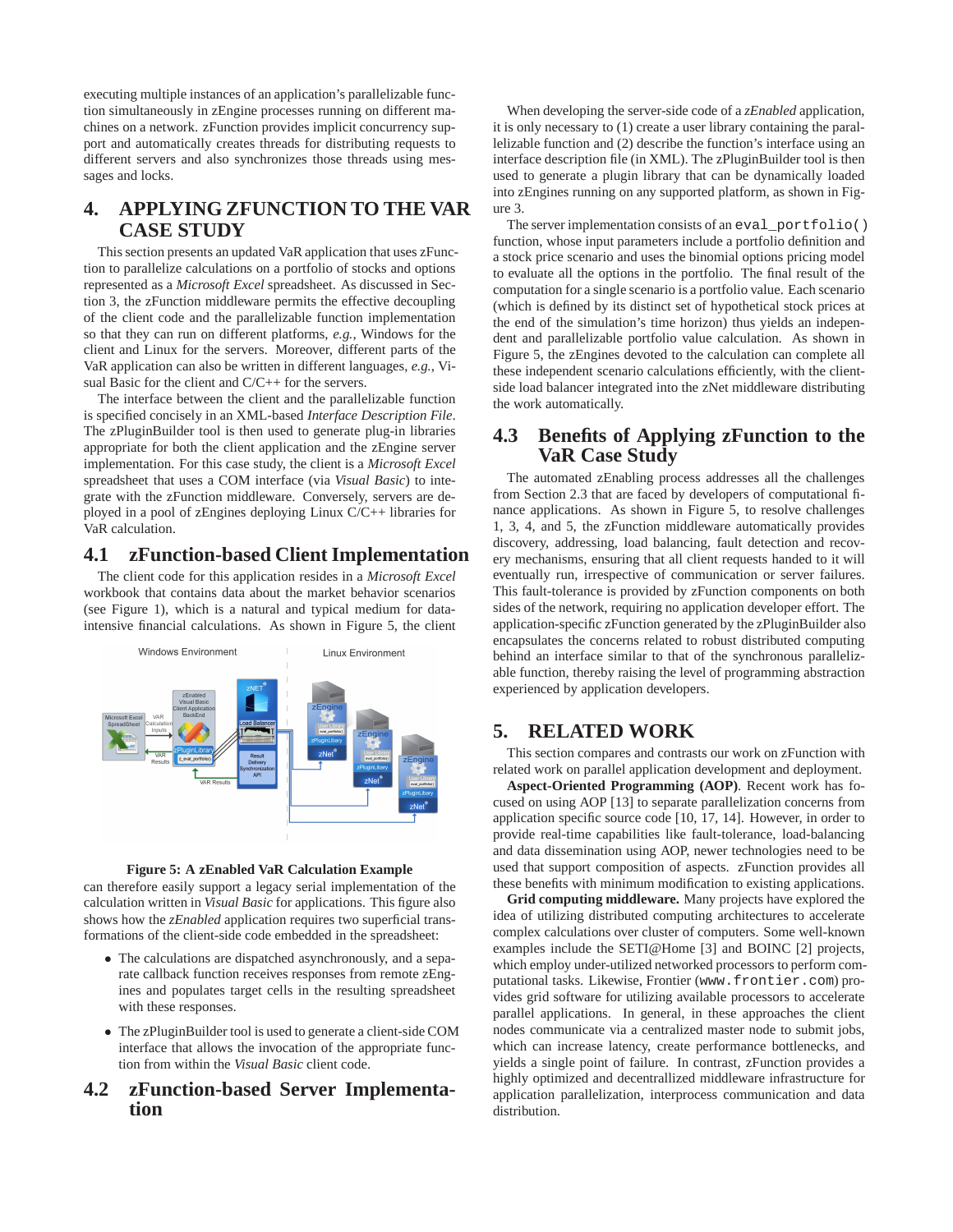executing multiple instances of an application's parallelizable function simultaneously in zEngine processes running on different machines on a network. zFunction provides implicit concurrency support and automatically creates threads for distributing requests to different servers and also synchronizes those threads using messages and locks.

# 4. APPLYING ZFUNCTION TO THE VAR CASE STUDY

This section presents an updated VaR application that uses zFunction to parallelize calculations on a portfolio of stocks and options represented as a *Microsoft Excel* spreadsheet. As discussed in Section 3, the zFunction middleware permits the effective decoupling of the client code and the parallelizable function implementation so that they can run on different platforms, *e.g.*, Windows for the client and Linux for the servers. Moreover, different parts of the VaR application can also be written in different languages, *e.g.*, Visual Basic for the client and C/C++ for the servers.

The interface between the client and the parallelizable function is specified concisely in an XML-based *Interface Description File*. The zPluginBuilder tool is then used to generate plug-in libraries appropriate for both the client application and the zEngine server implementation. For this case study, the client is a *Microsoft Excel* spreadsheet that uses a COM interface (via *Visual Basic*) to integrate with the zFunction middleware. Conversely, servers are deployed in a pool of zEngines deploying Linux C/C++ libraries for VaR calculation.

## 4.1 zFunction-based Client Implementation

The client code for this application resides in a *Microsoft Excel* workbook that contains data about the market behavior scenarios (see Figure 1), which is a natural and typical medium for data-intensive financial calculations. As shown in Figure 5, the client can therefore easily support a legacy serial implementation of the calculation written in *Visual Basic* for applications. This figure also shows how the *zEnabled* application requires two superficial transformations of the client-side code embedded in the spreadsheet:

**Figure 5: A zEnabled VaR Calculation Example**

- The calculations are dispatched asynchronously, and a separate callback function receives responses from remote zEngines and populates target cells in the resulting spreadsheet with these responses.
- The zPluginBuilder tool is used to generate a client-side COM interface that allows the invocation of the appropriate function from within the *Visual Basic* client code.

## 4.2 zFunction-based Server Implementation

When developing the server-side code of a *zEnabled* application, it is only necessary to (1) create a user library containing the parallelizable function and (2) describe the function's interface using an interface description file (in XML). The zPluginBuilder tool is then used to generate a plugin library that can be dynamically loaded into zEngines running on any supported platform, as shown in Figure 3.

The server implementation consists of an `eval_portfolio()` function, whose input parameters include a portfolio definition and a stock price scenario and uses the binomial options pricing model to evaluate all the options in the portfolio. The final result of the computation for a single scenario is a portfolio value. Each scenario (which is defined by its distinct set of hypothetical stock prices at the end of the simulation's time horizon) thus yields an independent and parallelizable portfolio value calculation. As shown in Figure 5, the zEngines devoted to the calculation can complete all these independent scenario calculations efficiently, with the client-side load balancer integrated into the zNet middleware distributing the work automatically.

## 4.3 Benefits of Applying zFunction to the VaR Case Study

The automated zEnabling process addresses all the challenges from Section 2.3 that are faced by developers of computational finance applications. As shown in Figure 5, to resolve challenges 1, 3, 4, and 5, the zFunction middleware automatically provides discovery, addressing, load balancing, fault detection and recovery mechanisms, ensuring that all client requests handed to it will eventually run, irrespective of communication or server failures. This fault-tolerance is provided by zFunction components on both sides of the network, requiring no application developer effort. The application-specific zFunction generated by the zPluginBuilder also encapsulates the concerns related to robust distributed computing behind an interface similar to that of the synchronous parallelizable function, thereby raising the level of programming abstraction experienced by application developers.

# 5. RELATED WORK

This section compares and contrasts our work on zFunction with related work on parallel application development and deployment.

**Aspect-Oriented Programming (AOP)**. Recent work has focused on using AOP [13] to separate parallelization concerns from application specific source code [10, 17, 14]. However, in order to provide real-time capabilities like fault-tolerance, load-balancing and data dissemination using AOP, newer technologies need to be used that support composition of aspects. zFunction provides all these benefits with minimum modification to existing applications.

**Grid computing middleware.** Many projects have explored the idea of utilizing distributed computing architectures to accelerate complex calculations over cluster of computers. Some well-known examples include the SETI@Home [3] and BOINC [2] projects, which employ under-utilized networked processors to perform computational tasks. Likewise, Frontier (`www.frontier.com`) provides grid software for utilizing available processors to accelerate parallel applications. In general, in these approaches the client nodes communicate via a centralized master node to submit jobs, which can increase latency, create performance bottlenecks, and yields a single point of failure. In contrast, zFunction provides a highly optimized and decentrallized middleware infrastructure for application parallelization, interprocess communication and data distribution.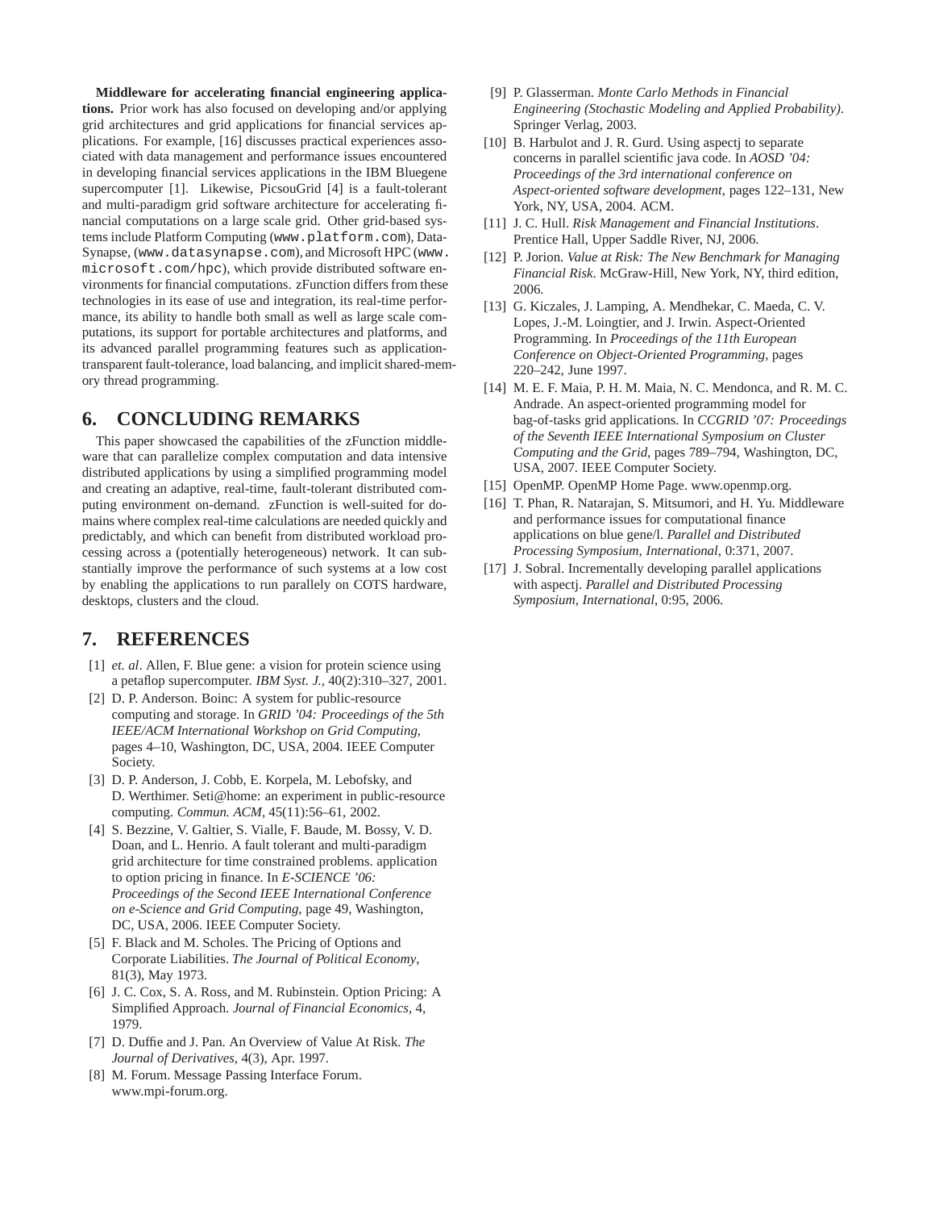**Middleware for accelerating financial engineering applications.** Prior work has also focused on developing and/or applying grid architectures and grid applications for financial services applications. For example, [16] discusses practical experiences associated with data management and performance issues encountered in developing financial services applications in the IBM Bluegene supercomputer [1]. Likewise, PicsouGrid [4] is a fault-tolerant and multi-paradigm grid software architecture for accelerating financial computations on a large scale grid. Other grid-based systems include Platform Computing (`www.platform.com`), DataSynapse, (`www.datasynapse.com`), and Microsoft HPC (`www.microsoft.com/hpc`), which provide distributed software environments for financial computations. zFunction differs from these technologies in its ease of use and integration, its real-time performance, its ability to handle both small as well as large scale computations, its support for portable architectures and platforms, and its advanced parallel programming features such as application-transparent fault-tolerance, load balancing, and implicit shared-memory thread programming.

## 6. CONCLUDING REMARKS

This paper showcased the capabilities of the zFunction middleware that can parallelize complex computation and data intensive distributed applications by using a simplified programming model and creating an adaptive, real-time, fault-tolerant distributed computing environment on-demand. zFunction is well-suited for domains where complex real-time calculations are needed quickly and predictably, and which can benefit from distributed workload processing across a (potentially heterogeneous) network. It can substantially improve the performance of such systems at a low cost by enabling the applications to run parallely on COTS hardware, desktops, clusters and the cloud.

## 7. REFERENCES

[1] *et. al*. Allen, F. Blue gene: a vision for protein science using a petaflop supercomputer. *IBM Syst. J.*, 40(2):310–327, 2001.

[2] D. P. Anderson. Boinc: A system for public-resource computing and storage. In *GRID '04: Proceedings of the 5th IEEE/ACM International Workshop on Grid Computing*, pages 4–10, Washington, DC, USA, 2004. IEEE Computer Society.

[3] D. P. Anderson, J. Cobb, E. Korpela, M. Lebofsky, and D. Werthimer. Seti@home: an experiment in public-resource computing. *Commun. ACM*, 45(11):56–61, 2002.

[4] S. Bezzine, V. Galtier, S. Vialle, F. Baude, M. Bossy, V. D. Doan, and L. Henrio. A fault tolerant and multi-paradigm grid architecture for time constrained problems. application to option pricing in finance. In *E-SCIENCE '06: Proceedings of the Second IEEE International Conference on e-Science and Grid Computing*, page 49, Washington, DC, USA, 2006. IEEE Computer Society.

[5] F. Black and M. Scholes. The Pricing of Options and Corporate Liabilities. *The Journal of Political Economy*, 81(3), May 1973.

[6] J. C. Cox, S. A. Ross, and M. Rubinstein. Option Pricing: A Simplified Approach. *Journal of Financial Economics*, 4, 1979.

[7] D. Duffie and J. Pan. An Overview of Value At Risk. *The Journal of Derivatives*, 4(3), Apr. 1997.

[8] M. Forum. Message Passing Interface Forum. www.mpi-forum.org.

[9] P. Glasserman. *Monte Carlo Methods in Financial Engineering (Stochastic Modeling and Applied Probability)*. Springer Verlag, 2003.

[10] B. Harbulot and J. R. Gurd. Using aspectj to separate concerns in parallel scientific java code. In *AOSD '04: Proceedings of the 3rd international conference on Aspect-oriented software development*, pages 122–131, New York, NY, USA, 2004. ACM.

[11] J. C. Hull. *Risk Management and Financial Institutions*. Prentice Hall, Upper Saddle River, NJ, 2006.

[12] P. Jorion. *Value at Risk: The New Benchmark for Managing Financial Risk*. McGraw-Hill, New York, NY, third edition, 2006.

[13] G. Kiczales, J. Lamping, A. Mendhekar, C. Maeda, C. V. Lopes, J.-M. Loingtier, and J. Irwin. Aspect-Oriented Programming. In *Proceedings of the 11th European Conference on Object-Oriented Programming*, pages 220–242, June 1997.

[14] M. E. F. Maia, P. H. M. Maia, N. C. Mendonca, and R. M. C. Andrade. An aspect-oriented programming model for bag-of-tasks grid applications. In *CCGRID '07: Proceedings of the Seventh IEEE International Symposium on Cluster Computing and the Grid*, pages 789–794, Washington, DC, USA, 2007. IEEE Computer Society.

[15] OpenMP. OpenMP Home Page. www.openmp.org.

[16] T. Phan, R. Natarajan, S. Mitsumori, and H. Yu. Middleware and performance issues for computational finance applications on blue gene/l. *Parallel and Distributed Processing Symposium, International*, 0:371, 2007.

[17] J. Sobral. Incrementally developing parallel applications with aspectj. *Parallel and Distributed Processing Symposium, International*, 0:95, 2006.